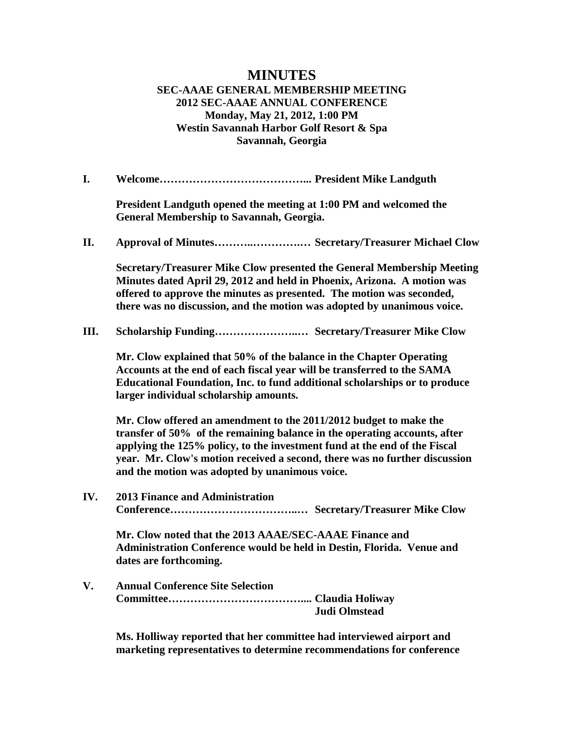# MINUTES

## SEC-AAAE GENERAL MEMBERSHIP MEETING
## 2012 SEC-AAAE ANNUAL CONFERENCE

**Monday, May 21, 2012, 1:00 PM**
**Westin Savannah Harbor Golf Resort & Spa**
**Savannah, Georgia**

**I. Welcome………………………………….. President Mike Landguth**

**President Landguth opened the meeting at 1:00 PM and welcomed the General Membership to Savannah, Georgia.**

**II. Approval of Minutes………..…………..… Secretary/Treasurer Michael Clow**

**Secretary/Treasurer Mike Clow presented the General Membership Meeting Minutes dated April 29, 2012 and held in Phoenix, Arizona. A motion was offered to approve the minutes as presented. The motion was seconded, there was no discussion, and the motion was adopted by unanimous voice.**

**III. Scholarship Funding………………….…. Secretary/Treasurer Mike Clow**

**Mr. Clow explained that 50% of the balance in the Chapter Operating Accounts at the end of each fiscal year will be transferred to the SAMA Educational Foundation, Inc. to fund additional scholarships or to produce larger individual scholarship amounts.**

**Mr. Clow offered an amendment to the 2011/2012 budget to make the transfer of 50% of the remaining balance in the operating accounts, after applying the 125% policy, to the investment fund at the end of the Fiscal year. Mr. Clow's motion received a second, there was no further discussion and the motion was adopted by unanimous voice.**

**IV. 2013 Finance and Administration Conference……………………………..…. Secretary/Treasurer Mike Clow**

**Mr. Clow noted that the 2013 AAAE/SEC-AAAE Finance and Administration Conference would be held in Destin, Florida. Venue and dates are forthcoming.**

**V. Annual Conference Site Selection Committee……………………………….... Claudia Holiway**
**Judi Olmstead**

**Ms. Holliway reported that her committee had interviewed airport and marketing representatives to determine recommendations for conference**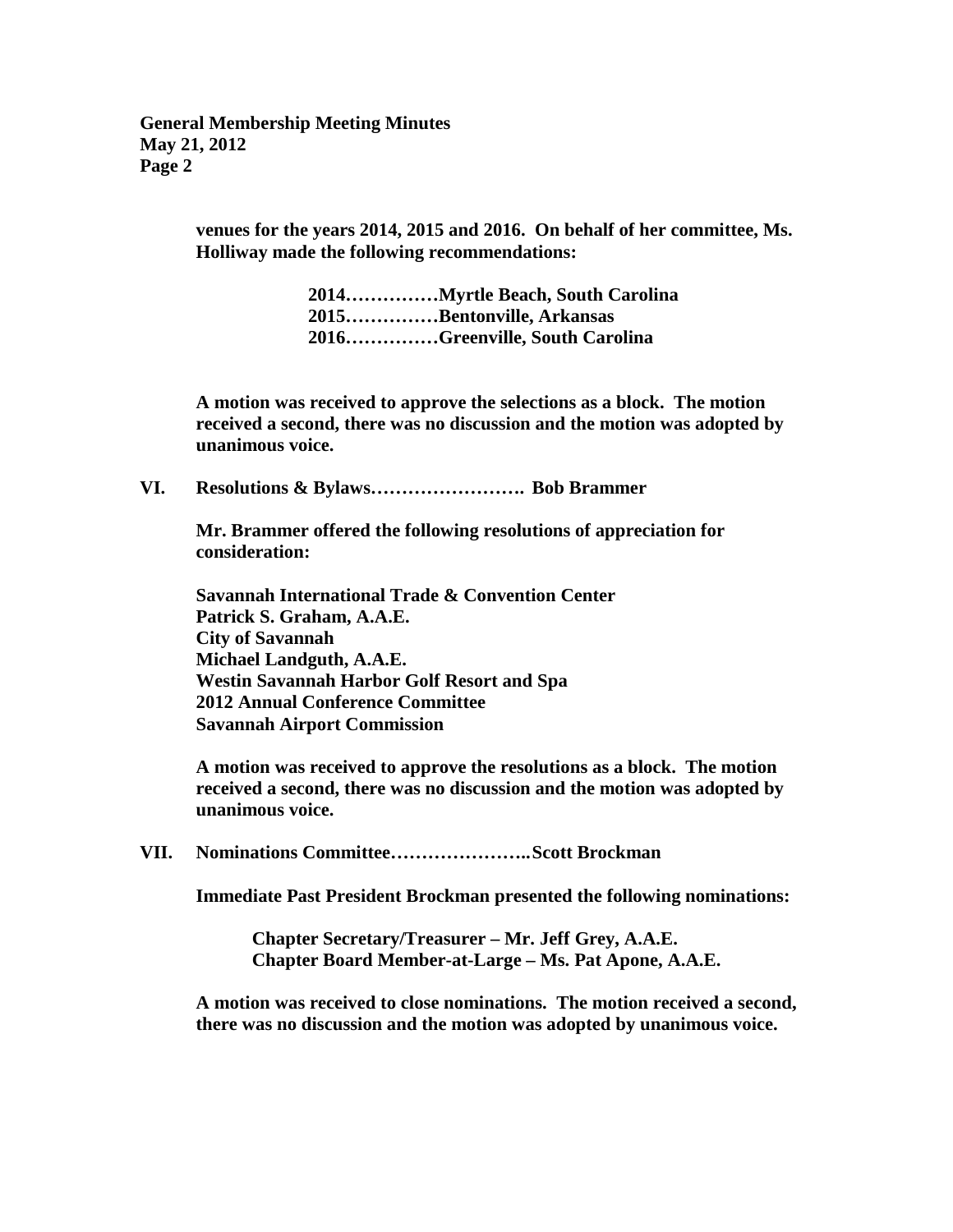venues for the years 2014, 2015 and 2016. On behalf of her committee, Ms. Holliway made the following recommendations:

2014……………Myrtle Beach, South Carolina
2015……………Bentonville, Arkansas
2016……………Greenville, South Carolina

A motion was received to approve the selections as a block. The motion received a second, there was no discussion and the motion was adopted by unanimous voice.

## VI. Resolutions & Bylaws……………………. Bob Brammer

Mr. Brammer offered the following resolutions of appreciation for consideration:

Savannah International Trade & Convention Center
Patrick S. Graham, A.A.E.
City of Savannah
Michael Landguth, A.A.E.
Westin Savannah Harbor Golf Resort and Spa
2012 Annual Conference Committee
Savannah Airport Commission

A motion was received to approve the resolutions as a block. The motion received a second, there was no discussion and the motion was adopted by unanimous voice.

## VII. Nominations Committee…………………..Scott Brockman

Immediate Past President Brockman presented the following nominations:

Chapter Secretary/Treasurer – Mr. Jeff Grey, A.A.E.
Chapter Board Member-at-Large – Ms. Pat Apone, A.A.E.

A motion was received to close nominations. The motion received a second, there was no discussion and the motion was adopted by unanimous voice.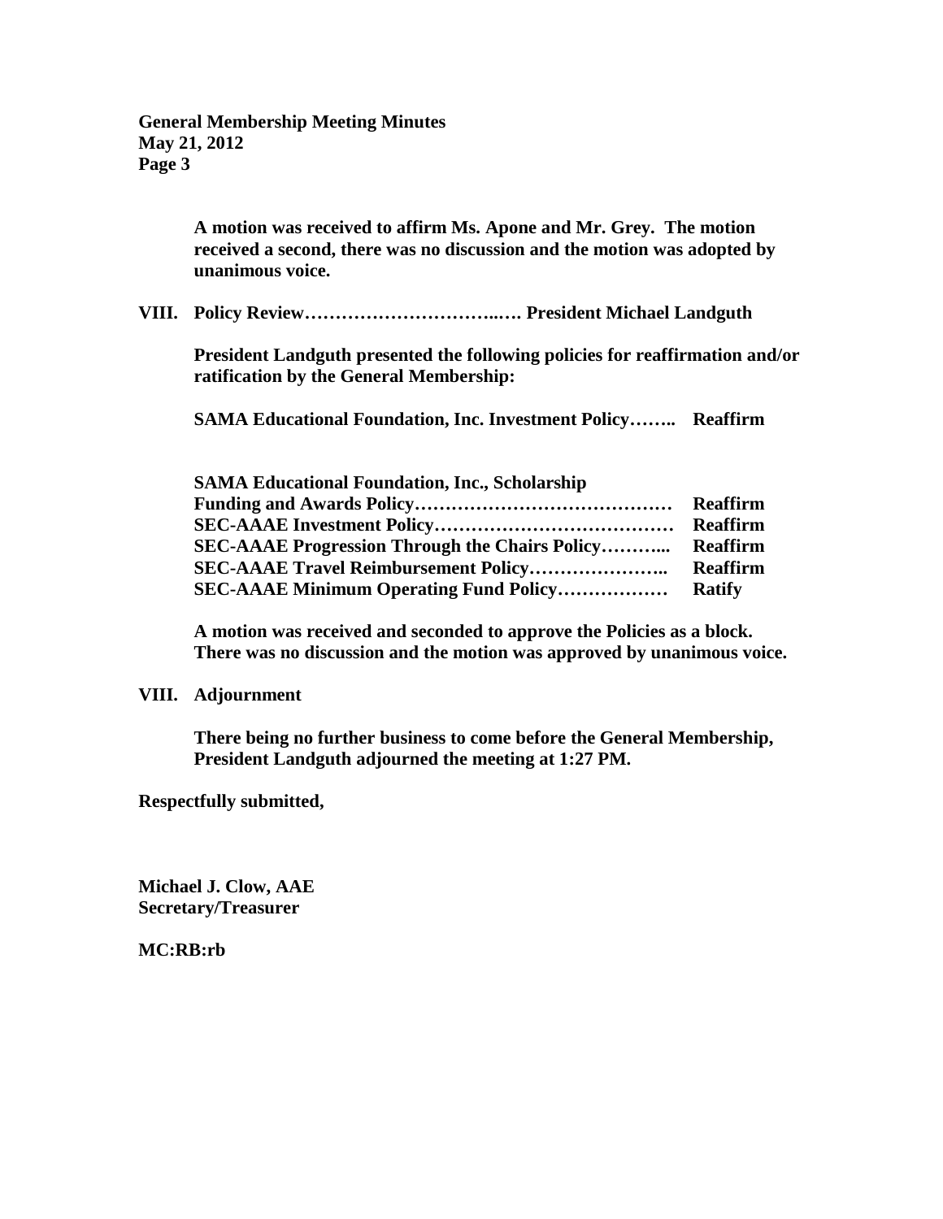**A motion was received to affirm Ms. Apone and Mr. Grey. The motion received a second, there was no discussion and the motion was adopted by unanimous voice.**

**VIII. Policy Review…………………………..…. President Michael Landguth**

**President Landguth presented the following policies for reaffirmation and/or ratification by the General Membership:**

| | |
|---|---|
| **SAMA Educational Foundation, Inc. Investment Policy……..** | **Reaffirm** |
| **SAMA Educational Foundation, Inc., Scholarship Funding and Awards Policy……………………………………** | **Reaffirm** |
| **SEC-AAAE Investment Policy…………………………………** | **Reaffirm** |
| **SEC-AAAE Progression Through the Chairs Policy………...** | **Reaffirm** |
| **SEC-AAAE Travel Reimbursement Policy…………………..** | **Reaffirm** |
| **SEC-AAAE Minimum Operating Fund Policy………………** | **Ratify** |

**A motion was received and seconded to approve the Policies as a block. There was no discussion and the motion was approved by unanimous voice.**

**VIII. Adjournment**

**There being no further business to come before the General Membership, President Landguth adjourned the meeting at 1:27 PM.**

**Respectfully submitted,**

**Michael J. Clow, AAE**
**Secretary/Treasurer**

**MC:RB:rb**